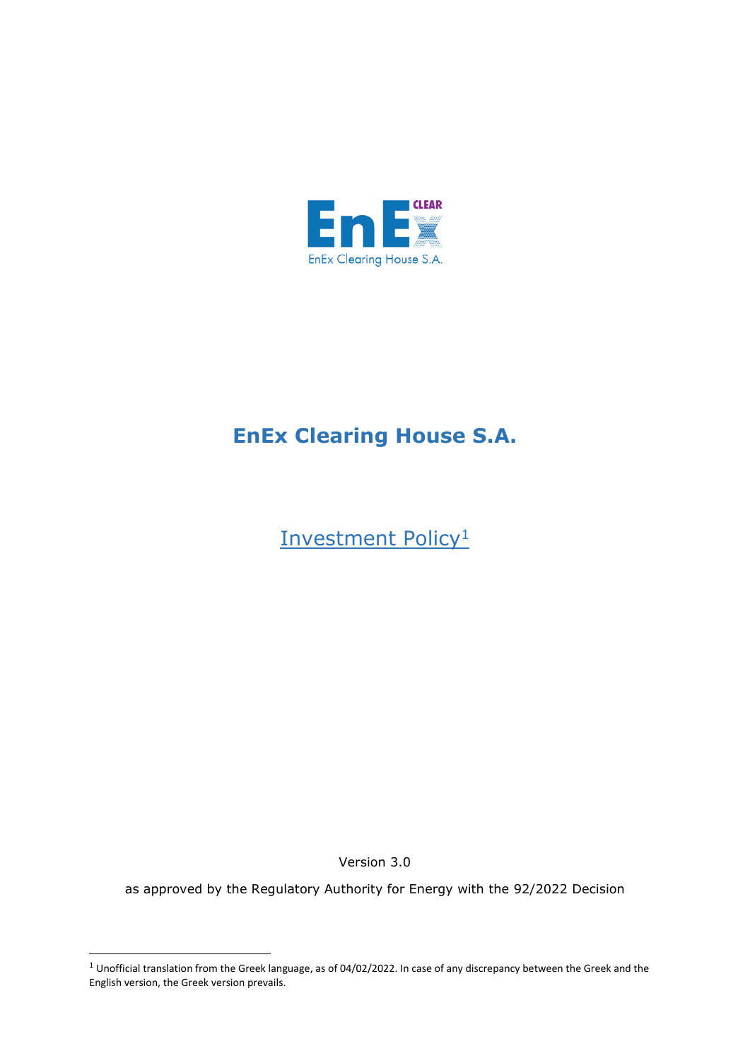# EnEx Clearing House S.A.

## Investment Policy[1]

Version 3.0

as approved by the Regulatory Authority for Energy with the 92/2022 Decision

[1] Unofficial translation from the Greek language, as of 04/02/2022. In case of any discrepancy between the Greek and the English version, the Greek version prevails.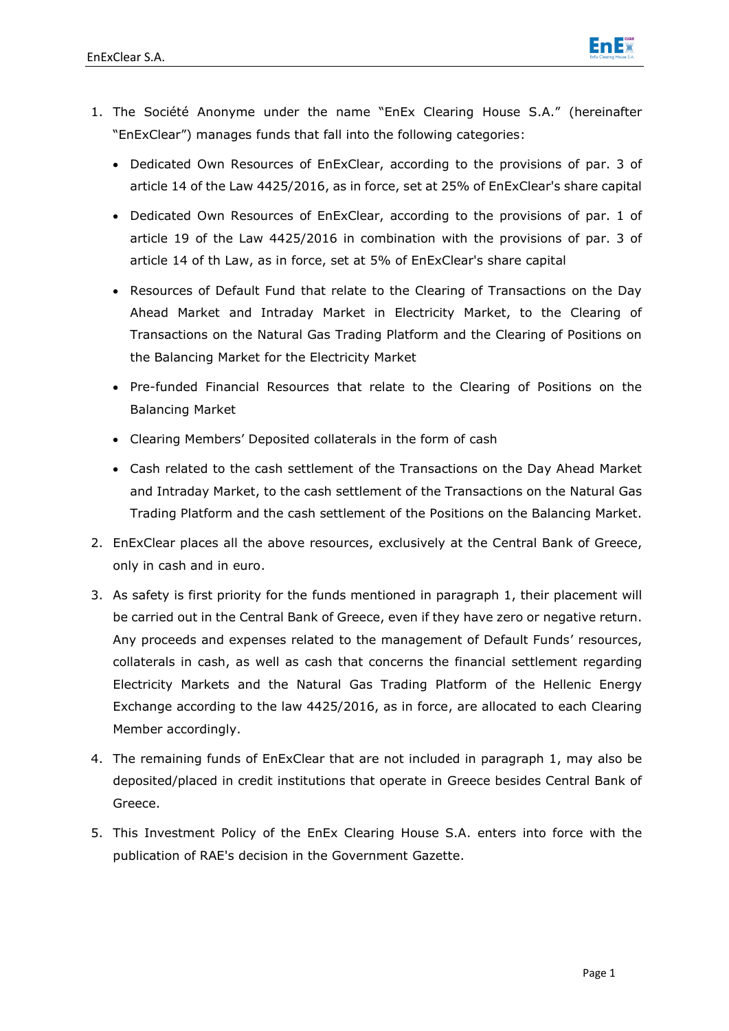1. The Société Anonyme under the name "EnEx Clearing House S.A." (hereinafter "EnExClear") manages funds that fall into the following categories:
   - Dedicated Own Resources of EnExClear, according to the provisions of par. 3 of article 14 of the Law 4425/2016, as in force, set at 25% of EnExClear's share capital
   - Dedicated Own Resources of EnExClear, according to the provisions of par. 1 of article 19 of the Law 4425/2016 in combination with the provisions of par. 3 of article 14 of th Law, as in force, set at 5% of EnExClear's share capital
   - Resources of Default Fund that relate to the Clearing of Transactions on the Day Ahead Market and Intraday Market in Electricity Market, to the Clearing of Transactions on the Natural Gas Trading Platform and the Clearing of Positions on the Balancing Market for the Electricity Market
   - Pre-funded Financial Resources that relate to the Clearing of Positions on the Balancing Market
   - Clearing Members' Deposited collaterals in the form of cash
   - Cash related to the cash settlement of the Transactions on the Day Ahead Market and Intraday Market, to the cash settlement of the Transactions on the Natural Gas Trading Platform and the cash settlement of the Positions on the Balancing Market.
2. EnExClear places all the above resources, exclusively at the Central Bank of Greece, only in cash and in euro.
3. As safety is first priority for the funds mentioned in paragraph 1, their placement will be carried out in the Central Bank of Greece, even if they have zero or negative return. Any proceeds and expenses related to the management of Default Funds' resources, collaterals in cash, as well as cash that concerns the financial settlement regarding Electricity Markets and the Natural Gas Trading Platform of the Hellenic Energy Exchange according to the law 4425/2016, as in force, are allocated to each Clearing Member accordingly.
4. The remaining funds of EnExClear that are not included in paragraph 1, may also be deposited/placed in credit institutions that operate in Greece besides Central Bank of Greece.
5. This Investment Policy of the EnEx Clearing House S.A. enters into force with the publication of RAE's decision in the Government Gazette.